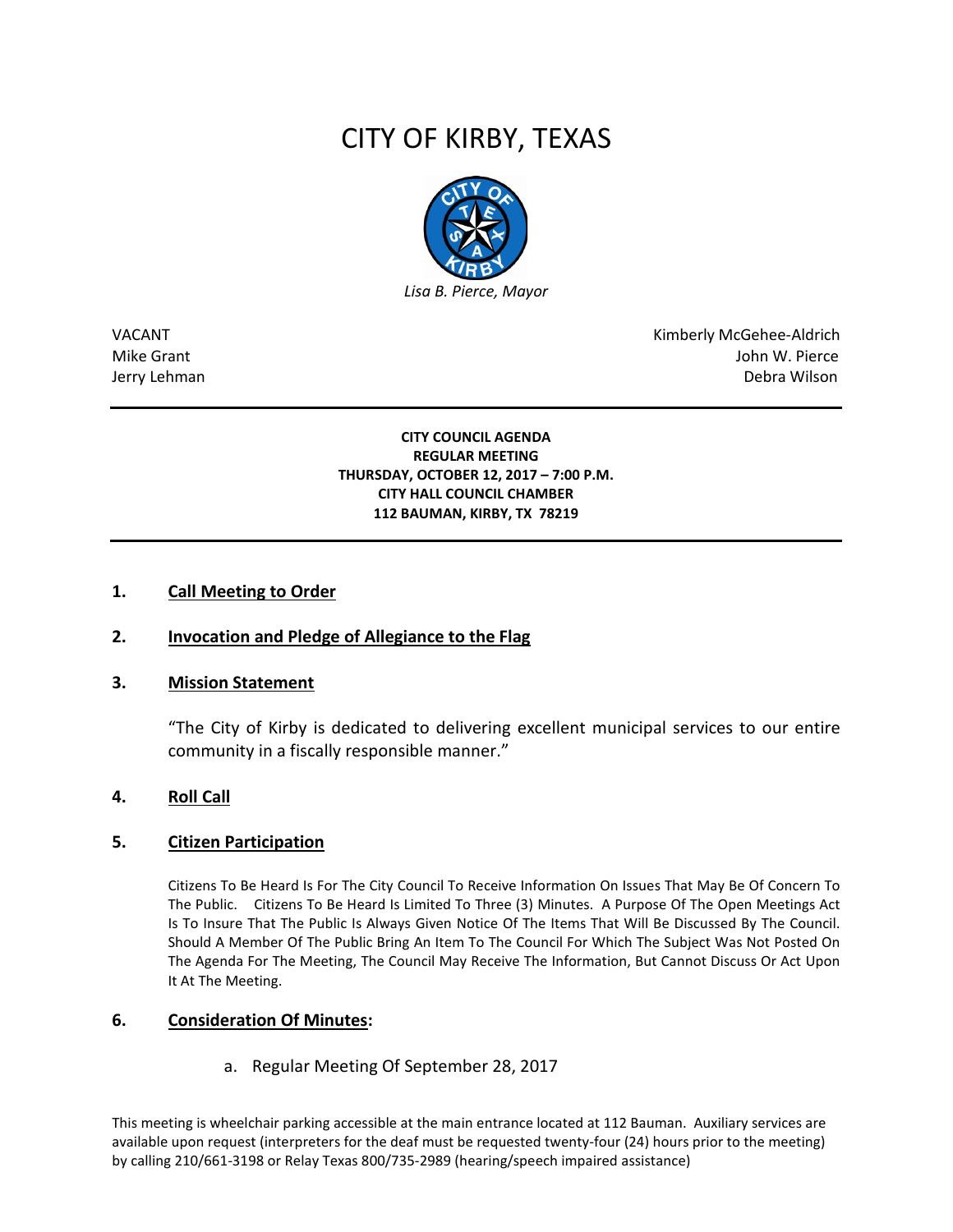# CITY OF KIRBY, TEXAS

*Lisa B. Pierce, Mayor*

| | |
|---|---|
| VACANT | Kimberly McGehee-Aldrich |
| Mike Grant | John W. Pierce |
| Jerry Lehman | Debra Wilson |

**CITY COUNCIL AGENDA**
**REGULAR MEETING**
**THURSDAY, OCTOBER 12, 2017 – 7:00 P.M.**
**CITY HALL COUNCIL CHAMBER**
**112 BAUMAN, KIRBY, TX 78219**

**1. Call Meeting to Order**

**2. Invocation and Pledge of Allegiance to the Flag**

**3. Mission Statement**

"The City of Kirby is dedicated to delivering excellent municipal services to our entire community in a fiscally responsible manner."

**4. Roll Call**

**5. Citizen Participation**

Citizens To Be Heard Is For The City Council To Receive Information On Issues That May Be Of Concern To The Public. Citizens To Be Heard Is Limited To Three (3) Minutes. A Purpose Of The Open Meetings Act Is To Insure That The Public Is Always Given Notice Of The Items That Will Be Discussed By The Council. Should A Member Of The Public Bring An Item To The Council For Which The Subject Was Not Posted On The Agenda For The Meeting, The Council May Receive The Information, But Cannot Discuss Or Act Upon It At The Meeting.

**6. Consideration Of Minutes:**

a. Regular Meeting Of September 28, 2017

This meeting is wheelchair parking accessible at the main entrance located at 112 Bauman. Auxiliary services are available upon request (interpreters for the deaf must be requested twenty-four (24) hours prior to the meeting) by calling 210/661-3198 or Relay Texas 800/735-2989 (hearing/speech impaired assistance)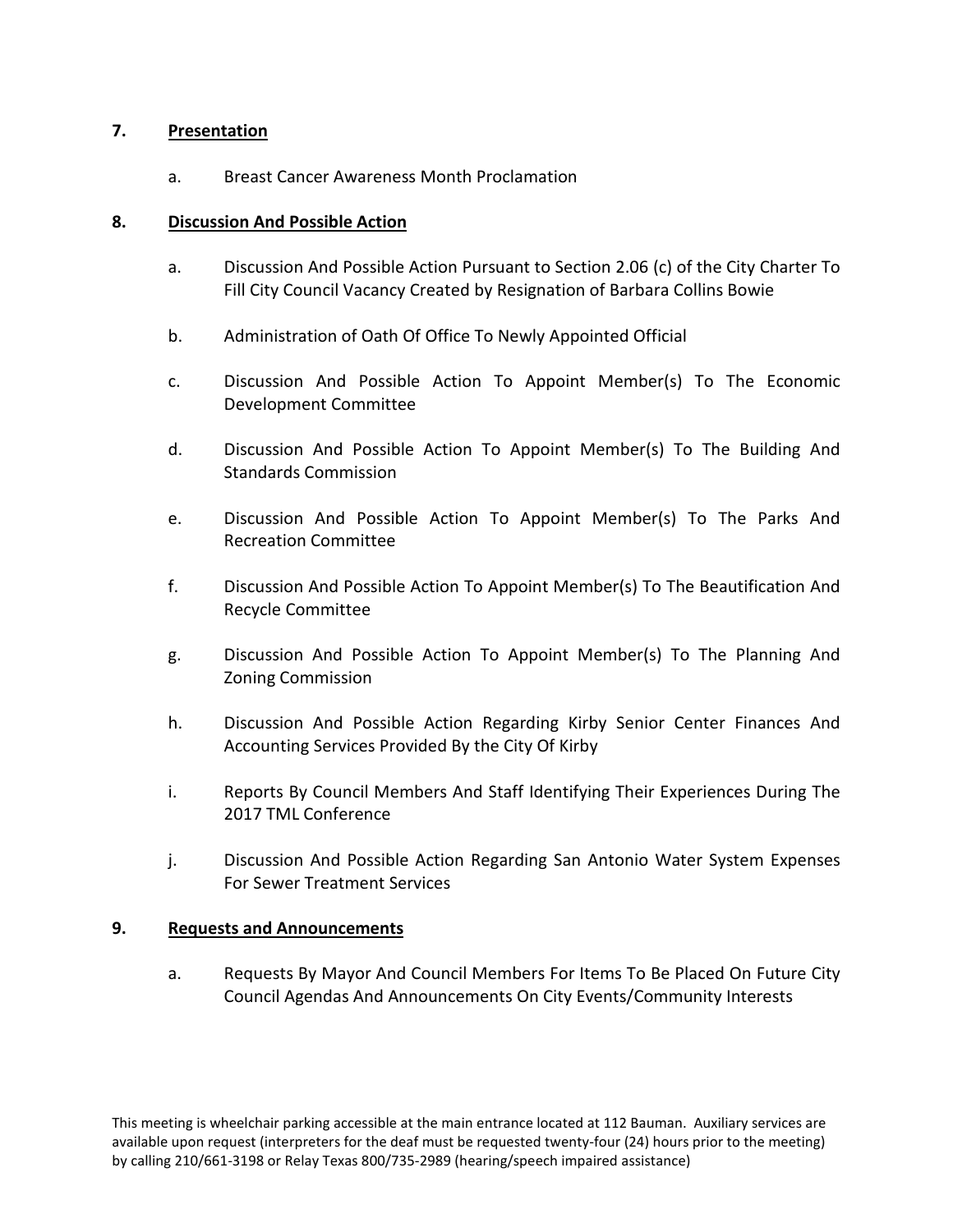## 7. Presentation

a. Breast Cancer Awareness Month Proclamation

## 8. Discussion And Possible Action

a. Discussion And Possible Action Pursuant to Section 2.06 (c) of the City Charter To Fill City Council Vacancy Created by Resignation of Barbara Collins Bowie

b. Administration of Oath Of Office To Newly Appointed Official

c. Discussion And Possible Action To Appoint Member(s) To The Economic Development Committee

d. Discussion And Possible Action To Appoint Member(s) To The Building And Standards Commission

e. Discussion And Possible Action To Appoint Member(s) To The Parks And Recreation Committee

f. Discussion And Possible Action To Appoint Member(s) To The Beautification And Recycle Committee

g. Discussion And Possible Action To Appoint Member(s) To The Planning And Zoning Commission

h. Discussion And Possible Action Regarding Kirby Senior Center Finances And Accounting Services Provided By the City Of Kirby

i. Reports By Council Members And Staff Identifying Their Experiences During The 2017 TML Conference

j. Discussion And Possible Action Regarding San Antonio Water System Expenses For Sewer Treatment Services

## 9. Requests and Announcements

a. Requests By Mayor And Council Members For Items To Be Placed On Future City Council Agendas And Announcements On City Events/Community Interests

This meeting is wheelchair parking accessible at the main entrance located at 112 Bauman. Auxiliary services are available upon request (interpreters for the deaf must be requested twenty-four (24) hours prior to the meeting) by calling 210/661-3198 or Relay Texas 800/735-2989 (hearing/speech impaired assistance)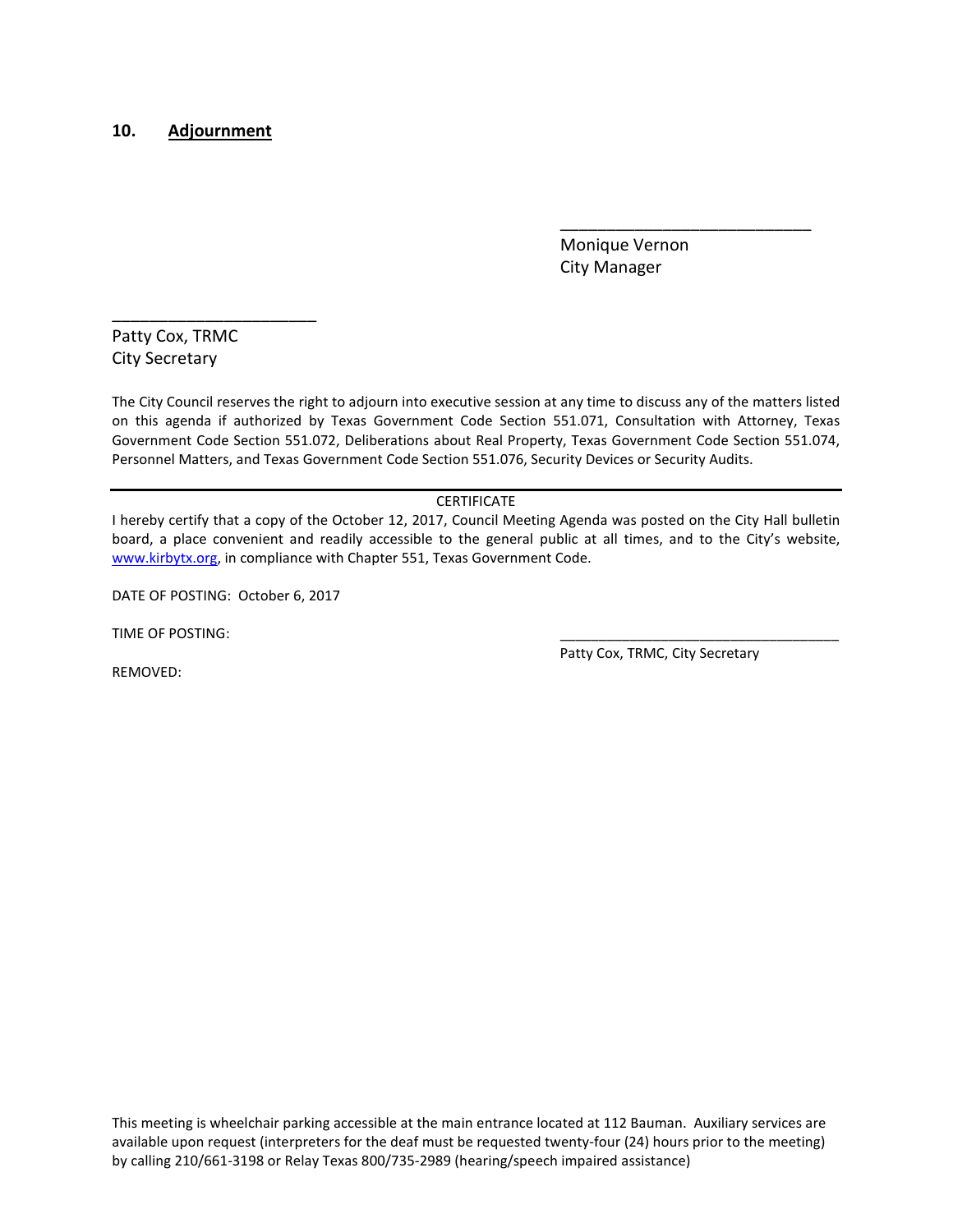## 10. **Adjournment**

\_\_\_\_\_\_\_\_\_\_\_\_\_\_\_\_\_\_\_\_\_\_\_\_\_\_\_\_

Monique Vernon
City Manager

\_\_\_\_\_\_\_\_\_\_\_\_\_\_\_\_\_\_\_\_\_\_\_

Patty Cox, TRMC
City Secretary

The City Council reserves the right to adjourn into executive session at any time to discuss any of the matters listed on this agenda if authorized by Texas Government Code Section 551.071, Consultation with Attorney, Texas Government Code Section 551.072, Deliberations about Real Property, Texas Government Code Section 551.074, Personnel Matters, and Texas Government Code Section 551.076, Security Devices or Security Audits.

---

CERTIFICATE

I hereby certify that a copy of the October 12, 2017, Council Meeting Agenda was posted on the City Hall bulletin board, a place convenient and readily accessible to the general public at all times, and to the City's website, www.kirbytx.org, in compliance with Chapter 551, Texas Government Code.

DATE OF POSTING: October 6, 2017

TIME OF POSTING:

\_\_\_\_\_\_\_\_\_\_\_\_\_\_\_\_\_\_\_\_\_\_\_\_\_\_\_\_\_\_\_\_\_\_\_\_

Patty Cox, TRMC, City Secretary

REMOVED:

This meeting is wheelchair parking accessible at the main entrance located at 112 Bauman. Auxiliary services are available upon request (interpreters for the deaf must be requested twenty-four (24) hours prior to the meeting) by calling 210/661-3198 or Relay Texas 800/735-2989 (hearing/speech impaired assistance)